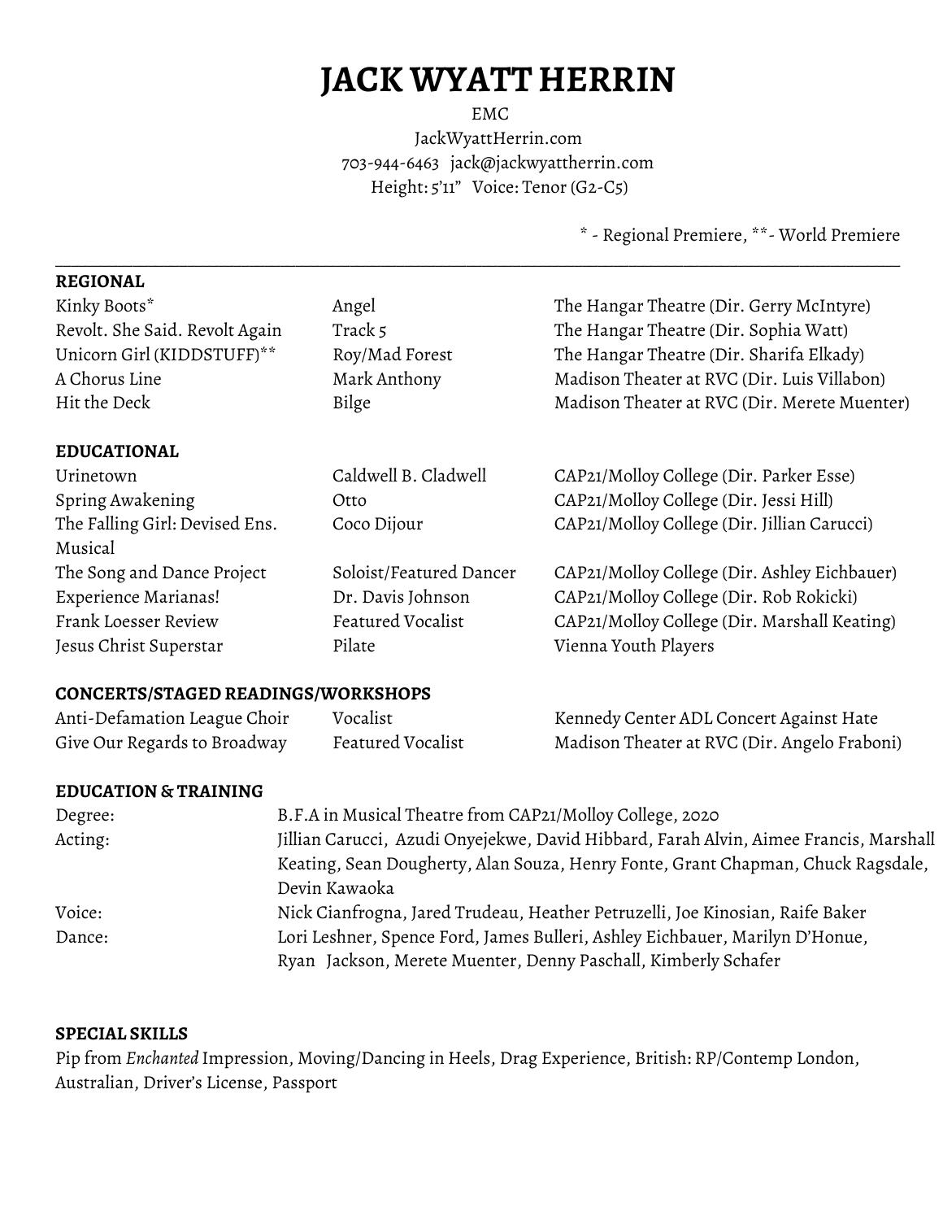# JACK WYATT HERRIN

EMC
JackWyattHerrin.com
703-944-6463 jack@jackwyattherrin.com
Height: 5'11" Voice: Tenor (G2-C5)

\* - Regional Premiere, \*\*- World Premiere

---

## REGIONAL

| | | |
|---|---|---|
| Kinky Boots* | Angel | The Hangar Theatre (Dir. Gerry McIntyre) |
| Revolt. She Said. Revolt Again | Track 5 | The Hangar Theatre (Dir. Sophia Watt) |
| Unicorn Girl (KIDDSTUFF)** | Roy/Mad Forest | The Hangar Theatre (Dir. Sharifa Elkady) |
| A Chorus Line | Mark Anthony | Madison Theater at RVC (Dir. Luis Villabon) |
| Hit the Deck | Bilge | Madison Theater at RVC (Dir. Merete Muenter) |

## EDUCATIONAL

| | | |
|---|---|---|
| Urinetown | Caldwell B. Cladwell | CAP21/Molloy College (Dir. Parker Esse) |
| Spring Awakening | Otto | CAP21/Molloy College (Dir. Jessi Hill) |
| The Falling Girl: Devised Ens. Musical | Coco Dijour | CAP21/Molloy College (Dir. Jillian Carucci) |
| The Song and Dance Project | Soloist/Featured Dancer | CAP21/Molloy College (Dir. Ashley Eichbauer) |
| Experience Marianas! | Dr. Davis Johnson | CAP21/Molloy College (Dir. Rob Rokicki) |
| Frank Loesser Review | Featured Vocalist | CAP21/Molloy College (Dir. Marshall Keating) |
| Jesus Christ Superstar | Pilate | Vienna Youth Players |

## CONCERTS/STAGED READINGS/WORKSHOPS

| | | |
|---|---|---|
| Anti-Defamation League Choir | Vocalist | Kennedy Center ADL Concert Against Hate |
| Give Our Regards to Broadway | Featured Vocalist | Madison Theater at RVC (Dir. Angelo Fraboni) |

## EDUCATION & TRAINING

| | |
|---|---|
| Degree: | B.F.A in Musical Theatre from CAP21/Molloy College, 2020 |
| Acting: | Jillian Carucci, Azudi Onyejekwe, David Hibbard, Farah Alvin, Aimee Francis, Marshall Keating, Sean Dougherty, Alan Souza, Henry Fonte, Grant Chapman, Chuck Ragsdale, Devin Kawaoka |
| Voice: | Nick Cianfrogna, Jared Trudeau, Heather Petruzelli, Joe Kinosian, Raife Baker |
| Dance: | Lori Leshner, Spence Ford, James Bulleri, Ashley Eichbauer, Marilyn D'Honue, Ryan Jackson, Merete Muenter, Denny Paschall, Kimberly Schafer |

## SPECIAL SKILLS

Pip from *Enchanted* Impression, Moving/Dancing in Heels, Drag Experience, British: RP/Contemp London, Australian, Driver's License, Passport